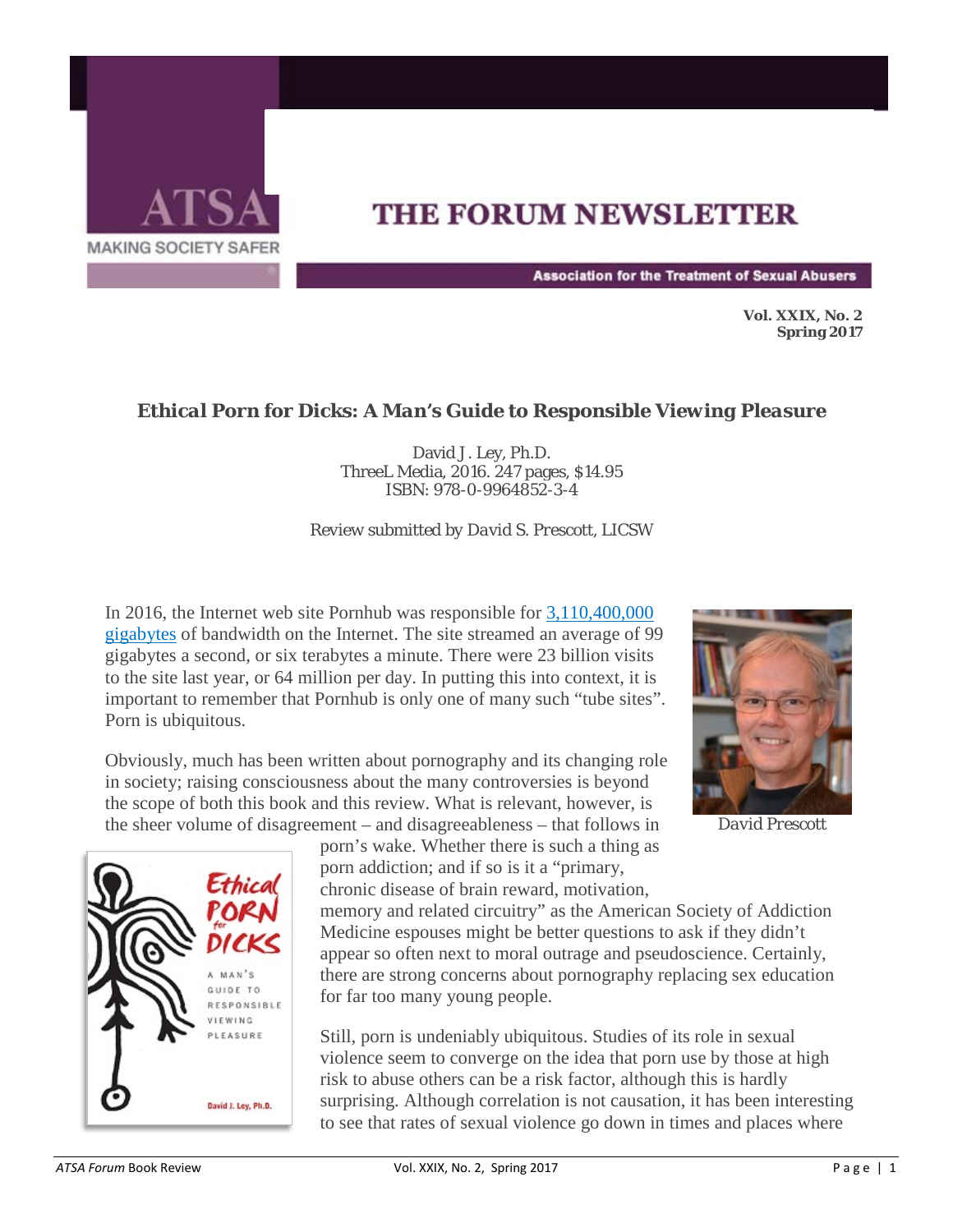# THE FORUM NEWSLETTER

Association for the Treatment of Sexual Abusers

**Vol. XXIX, No. 2**
**Spring 2017**

## Ethical Porn for Dicks: A Man's Guide to Responsible Viewing Pleasure

David J. Ley, Ph.D.
ThreeL Media, 2016. 247 pages, $14.95
ISBN: 978-0-9964852-3-4

*Review submitted by David S. Prescott, LICSW*

In 2016, the Internet web site Pornhub was responsible for 3,110,400,000 gigabytes of bandwidth on the Internet. The site streamed an average of 99 gigabytes a second, or six terabytes a minute. There were 23 billion visits to the site last year, or 64 million per day. In putting this into context, it is important to remember that Pornhub is only one of many such "tube sites". Porn is ubiquitous.

David Prescott

Obviously, much has been written about pornography and its changing role in society; raising consciousness about the many controversies is beyond the scope of both this book and this review. What is relevant, however, is the sheer volume of disagreement – and disagreeableness – that follows in porn's wake. Whether there is such a thing as porn addiction; and if so is it a "primary, chronic disease of brain reward, motivation, memory and related circuitry" as the American Society of Addiction Medicine espouses might be better questions to ask if they didn't appear so often next to moral outrage and pseudoscience. Certainly, there are strong concerns about pornography replacing sex education for far too many young people.

Still, porn is undeniably ubiquitous. Studies of its role in sexual violence seem to converge on the idea that porn use by those at high risk to abuse others can be a risk factor, although this is hardly surprising. Although correlation is not causation, it has been interesting to see that rates of sexual violence go down in times and places where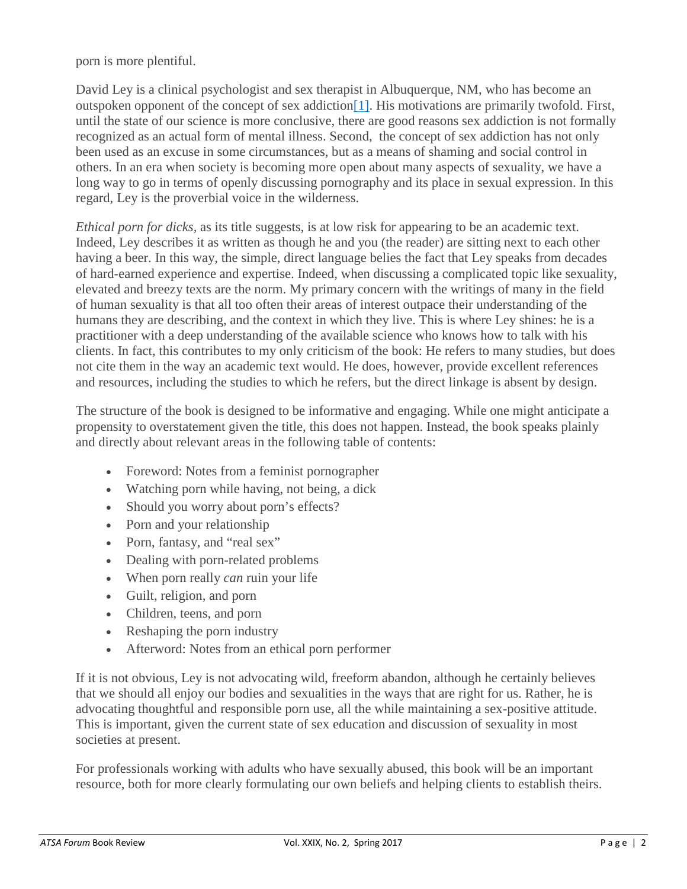porn is more plentiful.

David Ley is a clinical psychologist and sex therapist in Albuquerque, NM, who has become an outspoken opponent of the concept of sex addiction[1]. His motivations are primarily twofold. First, until the state of our science is more conclusive, there are good reasons sex addiction is not formally recognized as an actual form of mental illness. Second, the concept of sex addiction has not only been used as an excuse in some circumstances, but as a means of shaming and social control in others. In an era when society is becoming more open about many aspects of sexuality, we have a long way to go in terms of openly discussing pornography and its place in sexual expression. In this regard, Ley is the proverbial voice in the wilderness.

*Ethical porn for dicks*, as its title suggests, is at low risk for appearing to be an academic text. Indeed, Ley describes it as written as though he and you (the reader) are sitting next to each other having a beer. In this way, the simple, direct language belies the fact that Ley speaks from decades of hard-earned experience and expertise. Indeed, when discussing a complicated topic like sexuality, elevated and breezy texts are the norm. My primary concern with the writings of many in the field of human sexuality is that all too often their areas of interest outpace their understanding of the humans they are describing, and the context in which they live. This is where Ley shines: he is a practitioner with a deep understanding of the available science who knows how to talk with his clients. In fact, this contributes to my only criticism of the book: He refers to many studies, but does not cite them in the way an academic text would. He does, however, provide excellent references and resources, including the studies to which he refers, but the direct linkage is absent by design.

The structure of the book is designed to be informative and engaging. While one might anticipate a propensity to overstatement given the title, this does not happen. Instead, the book speaks plainly and directly about relevant areas in the following table of contents:

- Foreword: Notes from a feminist pornographer
- Watching porn while having, not being, a dick
- Should you worry about porn's effects?
- Porn and your relationship
- Porn, fantasy, and "real sex"
- Dealing with porn-related problems
- When porn really *can* ruin your life
- Guilt, religion, and porn
- Children, teens, and porn
- Reshaping the porn industry
- Afterword: Notes from an ethical porn performer

If it is not obvious, Ley is not advocating wild, freeform abandon, although he certainly believes that we should all enjoy our bodies and sexualities in the ways that are right for us. Rather, he is advocating thoughtful and responsible porn use, all the while maintaining a sex-positive attitude. This is important, given the current state of sex education and discussion of sexuality in most societies at present.

For professionals working with adults who have sexually abused, this book will be an important resource, both for more clearly formulating our own beliefs and helping clients to establish theirs.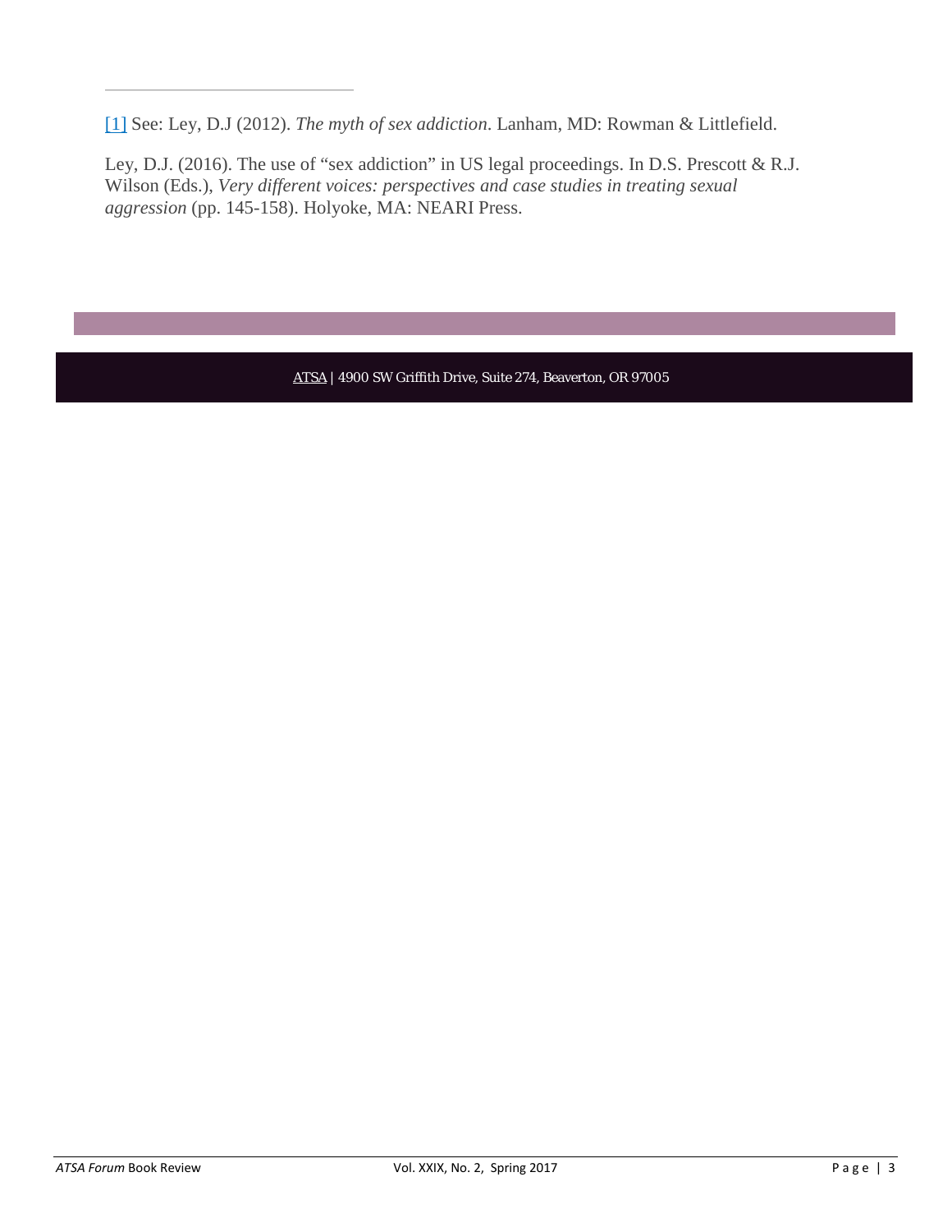[1] See: Ley, D.J (2012). *The myth of sex addiction*. Lanham, MD: Rowman & Littlefield.

Ley, D.J. (2016). The use of "sex addiction" in US legal proceedings. In D.S. Prescott & R.J. Wilson (Eds.), *Very different voices: perspectives and case studies in treating sexual aggression* (pp. 145-158). Holyoke, MA: NEARI Press.

ATSA | 4900 SW Griffith Drive, Suite 274, Beaverton, OR 97005